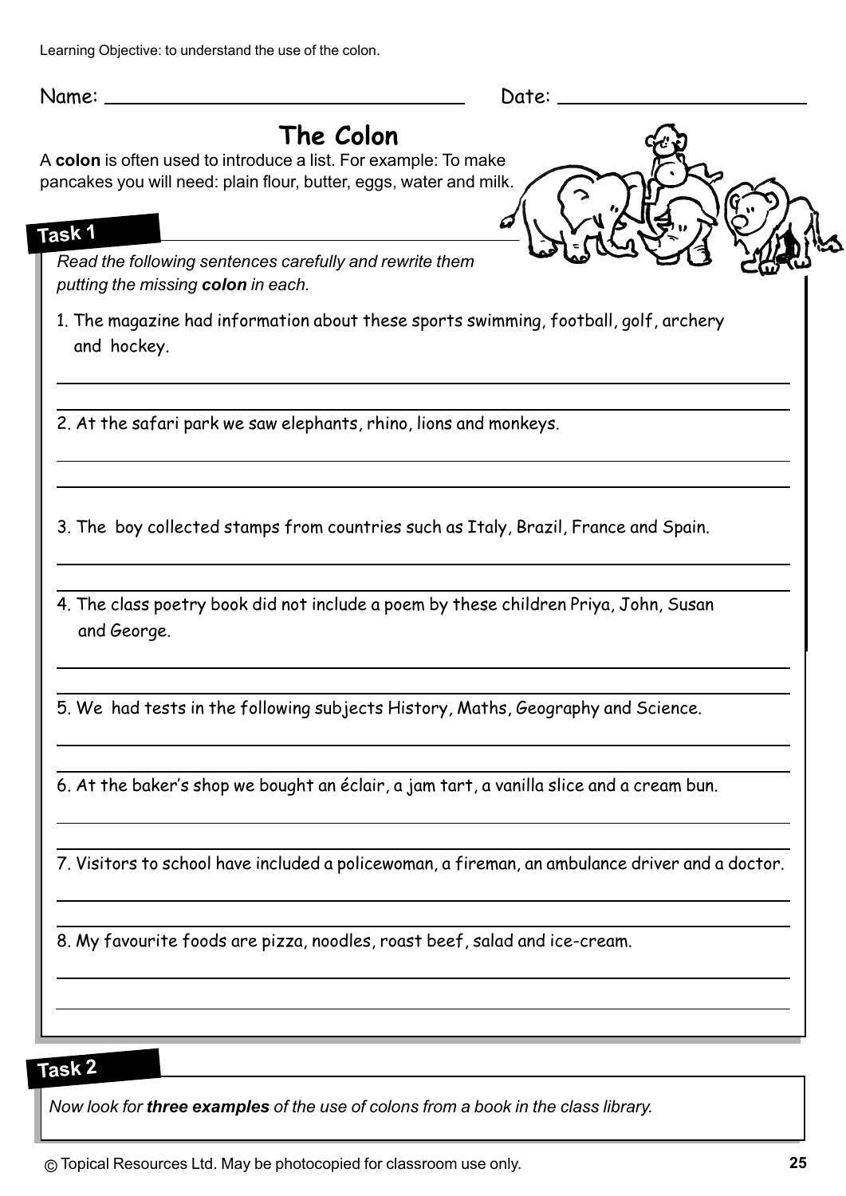Learning Objective: to understand the use of the colon.

Name: ______________________ Date: ______________________

# The Colon

A **colon** is often used to introduce a list. For example: To make pancakes you will need: plain flour, butter, eggs, water and milk.

## Task 1

*Read the following sentences carefully and rewrite them putting the missing **colon** in each.*

1. The magazine had information about these sports swimming, football, golf, archery and hockey.

2. At the safari park we saw elephants, rhino, lions and monkeys.

3. The boy collected stamps from countries such as Italy, Brazil, France and Spain.

4. The class poetry book did not include a poem by these children Priya, John, Susan and George.

5. We had tests in the following subjects History, Maths, Geography and Science.

6. At the baker's shop we bought an éclair, a jam tart, a vanilla slice and a cream bun.

7. Visitors to school have included a policewoman, a fireman, an ambulance driver and a doctor.

8. My favourite foods are pizza, noodles, roast beef, salad and ice-cream.

## Task 2

*Now look for **three examples** of the use of colons from a book in the class library.*

© Topical Resources Ltd. May be photocopied for classroom use only.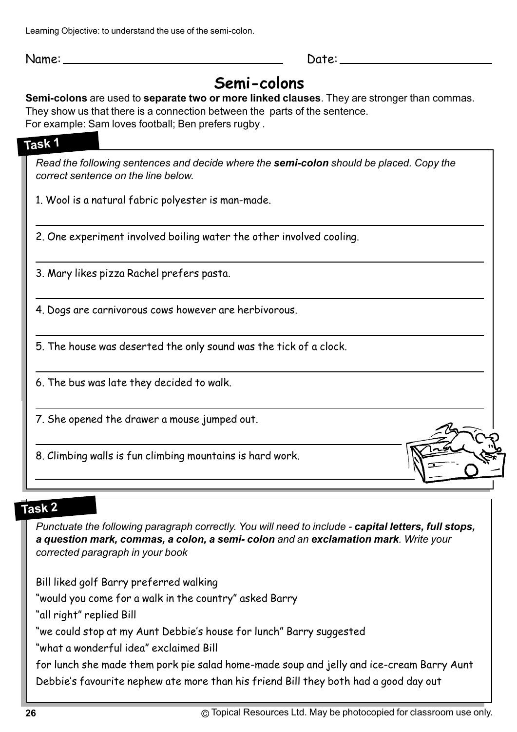Learning Objective: to understand the use of the semi-colon.

Name: ______________________________ Date: ____________________

# Semi-colons

**Semi-colons** are used to **separate two or more linked clauses**. They are stronger than commas. They show us that there is a connection between the parts of the sentence.
For example: Sam loves football; Ben prefers rugby .

## Task 1

*Read the following sentences and decide where the **semi-colon** should be placed. Copy the correct sentence on the line below.*

1. Wool is a natural fabric polyester is man-made.

___________________________________________

2. One experiment involved boiling water the other involved cooling.

___________________________________________

3. Mary likes pizza Rachel prefers pasta.

___________________________________________

4. Dogs are carnivorous cows however are herbivorous.

___________________________________________

5. The house was deserted the only sound was the tick of a clock.

___________________________________________

6. The bus was late they decided to walk.

___________________________________________

7. She opened the drawer a mouse jumped out.

___________________________________________

8. Climbing walls is fun climbing mountains is hard work.

___________________________________________

## Task 2

*Punctuate the following paragraph correctly. You will need to include - **capital letters, full stops, a question mark, commas, a colon, a semi- colon** and an **exclamation mark**. Write your corrected paragraph in your book*

Bill liked golf Barry preferred walking

"would you come for a walk in the country" asked Barry

"all right" replied Bill

"we could stop at my Aunt Debbie's house for lunch" Barry suggested

"what a wonderful idea" exclaimed Bill

for lunch she made them pork pie salad home-made soup and jelly and ice-cream Barry Aunt Debbie's favourite nephew ate more than his friend Bill they both had a good day out

© Topical Resources Ltd. May be photocopied for classroom use only.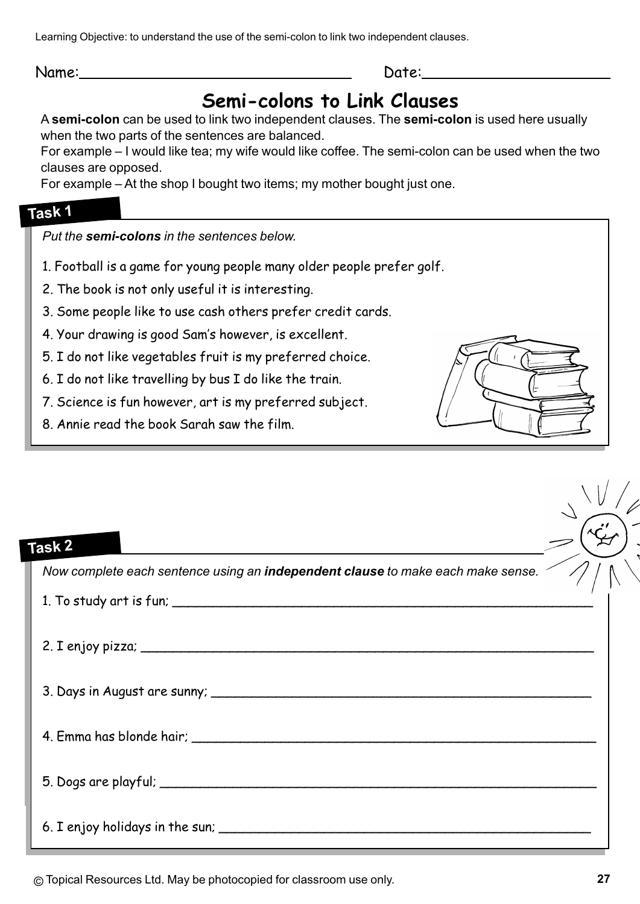Learning Objective: to understand the use of the semi-colon to link two independent clauses.

Name: ______________________ Date: ______________________

# Semi-colons to Link Clauses

A **semi-colon** can be used to link two independent clauses. The **semi-colon** is used here usually when the two parts of the sentences are balanced.

For example – I would like tea; my wife would like coffee. The semi-colon can be used when the two clauses are opposed.

For example – At the shop I bought two items; my mother bought just one.

## Task 1

*Put the **semi-colons** in the sentences below.*

1. Football is a game for young people many older people prefer golf.
2. The book is not only useful it is interesting.
3. Some people like to use cash others prefer credit cards.
4. Your drawing is good Sam's however, is excellent.
5. I do not like vegetables fruit is my preferred choice.
6. I do not like travelling by bus I do like the train.
7. Science is fun however, art is my preferred subject.
8. Annie read the book Sarah saw the film.

## Task 2

*Now complete each sentence using an **independent clause** to make each make sense.*

1. To study art is fun; ______________________________________________

2. I enjoy pizza; ______________________________________________

3. Days in August are sunny; ______________________________________________

4. Emma has blonde hair; ______________________________________________

5. Dogs are playful; ______________________________________________

6. I enjoy holidays in the sun; ______________________________________________

© Topical Resources Ltd. May be photocopied for classroom use only.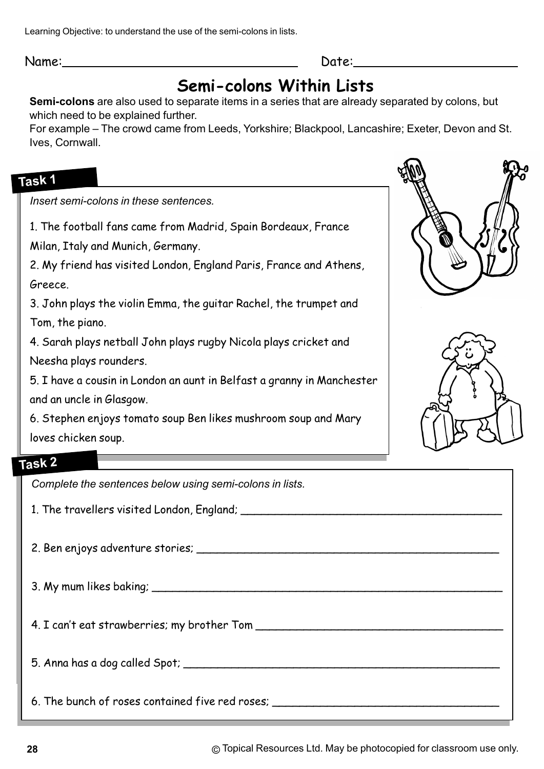Learning Objective: to understand the use of the semi-colons in lists.

Name: ______________________ Date: ______________________

# Semi-colons Within Lists

**Semi-colons** are also used to separate items in a series that are already separated by colons, but which need to be explained further.

For example – The crowd came from Leeds, Yorkshire; Blackpool, Lancashire; Exeter, Devon and St. Ives, Cornwall.

## Task 1

*Insert semi-colons in these sentences.*

1. The football fans came from Madrid, Spain Bordeaux, France Milan, Italy and Munich, Germany.
2. My friend has visited London, England Paris, France and Athens, Greece.
3. John plays the violin Emma, the guitar Rachel, the trumpet and Tom, the piano.
4. Sarah plays netball John plays rugby Nicola plays cricket and Neesha plays rounders.
5. I have a cousin in London an aunt in Belfast a granny in Manchester and an uncle in Glasgow.
6. Stephen enjoys tomato soup Ben likes mushroom soup and Mary loves chicken soup.

## Task 2

*Complete the sentences below using semi-colons in lists.*

1. The travellers visited London, England; ______________________
2. Ben enjoys adventure stories; ______________________
3. My mum likes baking; ______________________
4. I can't eat strawberries; my brother Tom ______________________
5. Anna has a dog called Spot; ______________________
6. The bunch of roses contained five red roses; ______________________

© Topical Resources Ltd. May be photocopied for classroom use only.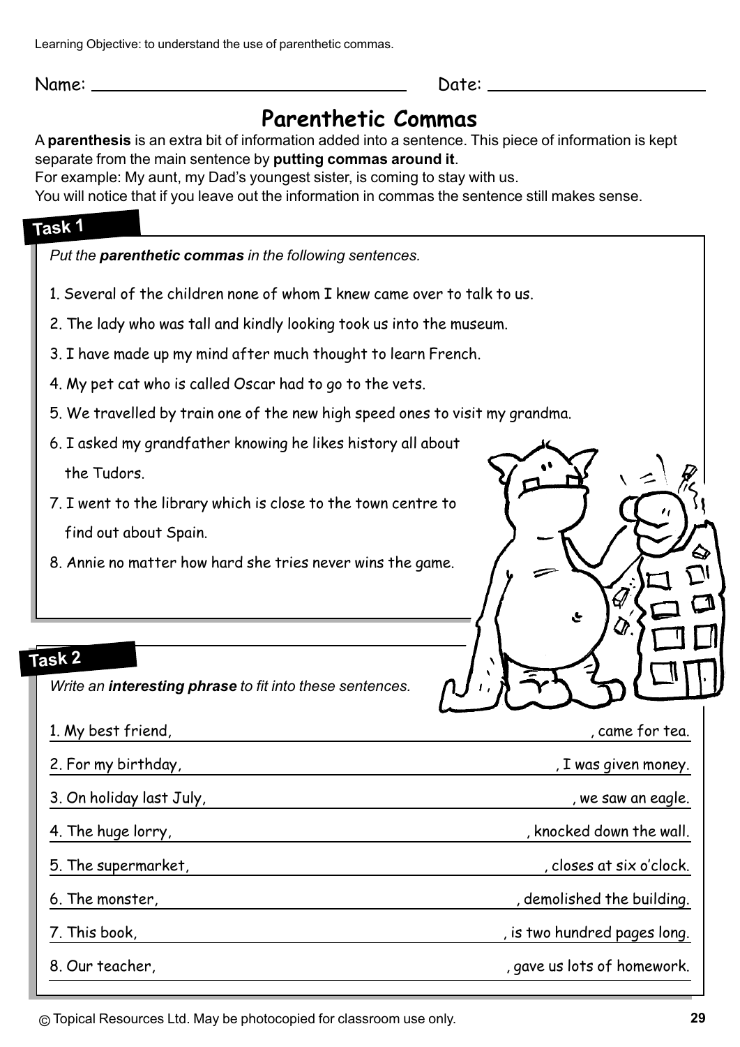Learning Objective: to understand the use of parenthetic commas.

Name: ______________________ Date: ______________

# Parenthetic Commas

A **parenthesis** is an extra bit of information added into a sentence. This piece of information is kept separate from the main sentence by **putting commas around it**.
For example: My aunt, my Dad's youngest sister, is coming to stay with us.
You will notice that if you leave out the information in commas the sentence still makes sense.

## Task 1

*Put the **parenthetic commas** in the following sentences.*

1. Several of the children none of whom I knew came over to talk to us.
2. The lady who was tall and kindly looking took us into the museum.
3. I have made up my mind after much thought to learn French.
4. My pet cat who is called Oscar had to go to the vets.
5. We travelled by train one of the new high speed ones to visit my grandma.
6. I asked my grandfather knowing he likes history all about the Tudors.
7. I went to the library which is close to the town centre to find out about Spain.
8. Annie no matter how hard she tries never wins the game.

## Task 2

*Write an **interesting phrase** to fit into these sentences.*

1. My best friend, ______________________, came for tea.
2. For my birthday, ______________________, I was given money.
3. On holiday last July, ______________________, we saw an eagle.
4. The huge lorry, ______________________, knocked down the wall.
5. The supermarket, ______________________, closes at six o'clock.
6. The monster, ______________________, demolished the building.
7. This book, ______________________, is two hundred pages long.
8. Our teacher, ______________________, gave us lots of homework.

© Topical Resources Ltd. May be photocopied for classroom use only.